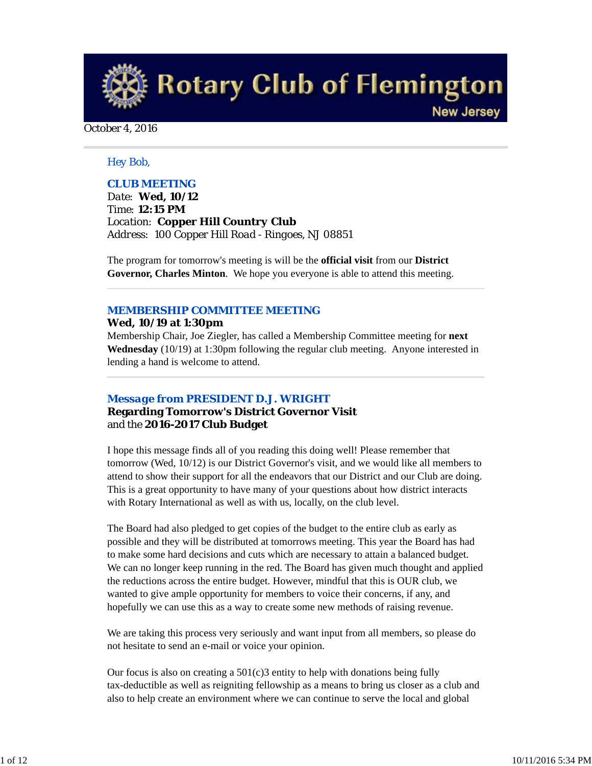# Rotary Club of Flemington

New Jersey

October 4, 2016

Hey Bob,

## CLUB MEETING

Date: **Wed, 10/12**
Time: **12:15 PM**
Location: **Copper Hill Country Club**
Address: 100 Copper Hill Road - Ringoes, NJ 08851

The program for tomorrow's meeting is will be the **official visit** from our **District Governor, Charles Minton**. We hope you everyone is able to attend this meeting.

---

## MEMBERSHIP COMMITTEE MEETING

**Wed, 10/19 at 1:30pm**

Membership Chair, Joe Ziegler, has called a Membership Committee meeting for **next Wednesday** (10/19) at 1:30pm following the regular club meeting. Anyone interested in lending a hand is welcome to attend.

---

## Message from PRESIDENT D.J. WRIGHT

**Regarding Tomorrow's District Governor Visit**
and the **2016-2017 Club Budget**

I hope this message finds all of you reading this doing well! Please remember that tomorrow (Wed, 10/12) is our District Governor's visit, and we would like all members to attend to show their support for all the endeavors that our District and our Club are doing. This is a great opportunity to have many of your questions about how district interacts with Rotary International as well as with us, locally, on the club level.

The Board had also pledged to get copies of the budget to the entire club as early as possible and they will be distributed at tomorrows meeting. This year the Board has had to make some hard decisions and cuts which are necessary to attain a balanced budget. We can no longer keep running in the red. The Board has given much thought and applied the reductions across the entire budget. However, mindful that this is OUR club, we wanted to give ample opportunity for members to voice their concerns, if any, and hopefully we can use this as a way to create some new methods of raising revenue.

We are taking this process very seriously and want input from all members, so please do not hesitate to send an e-mail or voice your opinion.

Our focus is also on creating a 501(c)3 entity to help with donations being fully tax-deductible as well as reigniting fellowship as a means to bring us closer as a club and also to help create an environment where we can continue to serve the local and global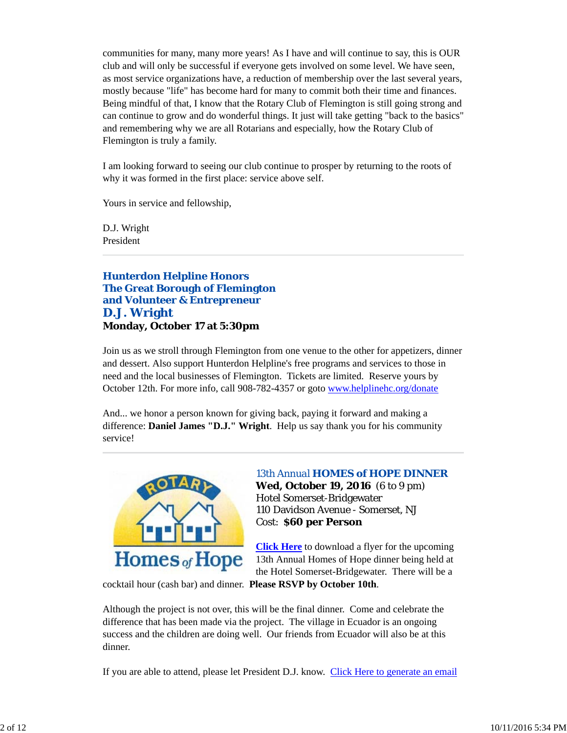communities for many, many more years! As I have and will continue to say, this is OUR club and will only be successful if everyone gets involved on some level. We have seen, as most service organizations have, a reduction of membership over the last several years, mostly because "life" has become hard for many to commit both their time and finances. Being mindful of that, I know that the Rotary Club of Flemington is still going strong and can continue to grow and do wonderful things. It just will take getting "back to the basics" and remembering why we are all Rotarians and especially, how the Rotary Club of Flemington is truly a family.

I am looking forward to seeing our club continue to prosper by returning to the roots of why it was formed in the first place: service above self.

Yours in service and fellowship,

D.J. Wright
President

---

## Hunterdon Helpline Honors The Great Borough of Flemington and Volunteer & Entrepreneur D.J. Wright

**Monday, October 17 at 5:30pm**

Join us as we stroll through Flemington from one venue to the other for appetizers, dinner and dessert. Also support Hunterdon Helpline's free programs and services to those in need and the local businesses of Flemington. Tickets are limited. Reserve yours by October 12th. For more info, call 908-782-4357 or goto www.helplinehc.org/donate

And... we honor a person known for giving back, paying it forward and making a difference: **Daniel James "D.J." Wright**. Help us say thank you for his community service!

---

## 13th Annual **HOMES of HOPE DINNER**

**Wed, October 19, 2016** (6 to 9 pm)
Hotel Somerset-Bridgewater
110 Davidson Avenue - Somerset, NJ
Cost: **$60 per Person**

**Click Here** to download a flyer for the upcoming 13th Annual Homes of Hope dinner being held at the Hotel Somerset-Bridgewater. There will be a cocktail hour (cash bar) and dinner. **Please RSVP by October 10th**.

Although the project is not over, this will be the final dinner. Come and celebrate the difference that has been made via the project. The village in Ecuador is an ongoing success and the children are doing well. Our friends from Ecuador will also be at this dinner.

If you are able to attend, please let President D.J. know. Click Here to generate an email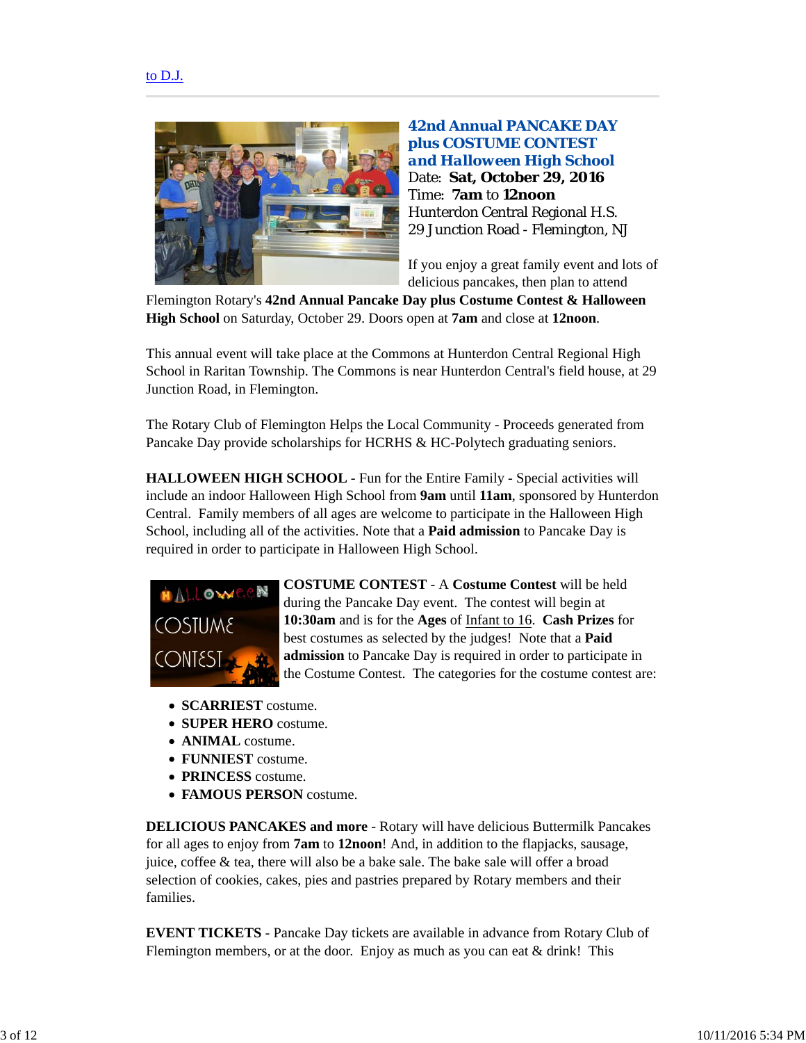to D.J.

---

## 42nd Annual PANCAKE DAY plus COSTUME CONTEST and Halloween High School

Date: **Sat, October 29, 2016**
Time: **7am** to **12noon**
Hunterdon Central Regional H.S.
29 Junction Road - Flemington, NJ

If you enjoy a great family event and lots of delicious pancakes, then plan to attend Flemington Rotary's **42nd Annual Pancake Day plus Costume Contest & Halloween High School** on Saturday, October 29. Doors open at **7am** and close at **12noon**.

This annual event will take place at the Commons at Hunterdon Central Regional High School in Raritan Township. The Commons is near Hunterdon Central's field house, at 29 Junction Road, in Flemington.

The Rotary Club of Flemington Helps the Local Community - Proceeds generated from Pancake Day provide scholarships for HCRHS & HC-Polytech graduating seniors.

**HALLOWEEN HIGH SCHOOL** - Fun for the Entire Family - Special activities will include an indoor Halloween High School from **9am** until **11am**, sponsored by Hunterdon Central. Family members of all ages are welcome to participate in the Halloween High School, including all of the activities. Note that a **Paid admission** to Pancake Day is required in order to participate in Halloween High School.

**COSTUME CONTEST** - A **Costume Contest** will be held during the Pancake Day event. The contest will begin at **10:30am** and is for the **Ages** of Infant to 16. **Cash Prizes** for best costumes as selected by the judges! Note that a **Paid admission** to Pancake Day is required in order to participate in the Costume Contest. The categories for the costume contest are:

- **SCARRIEST** costume.
- **SUPER HERO** costume.
- **ANIMAL** costume.
- **FUNNIEST** costume.
- **PRINCESS** costume.
- **FAMOUS PERSON** costume.

**DELICIOUS PANCAKES and more** - Rotary will have delicious Buttermilk Pancakes for all ages to enjoy from **7am** to **12noon**! And, in addition to the flapjacks, sausage, juice, coffee & tea, there will also be a bake sale. The bake sale will offer a broad selection of cookies, cakes, pies and pastries prepared by Rotary members and their families.

**EVENT TICKETS** - Pancake Day tickets are available in advance from Rotary Club of Flemington members, or at the door. Enjoy as much as you can eat & drink! This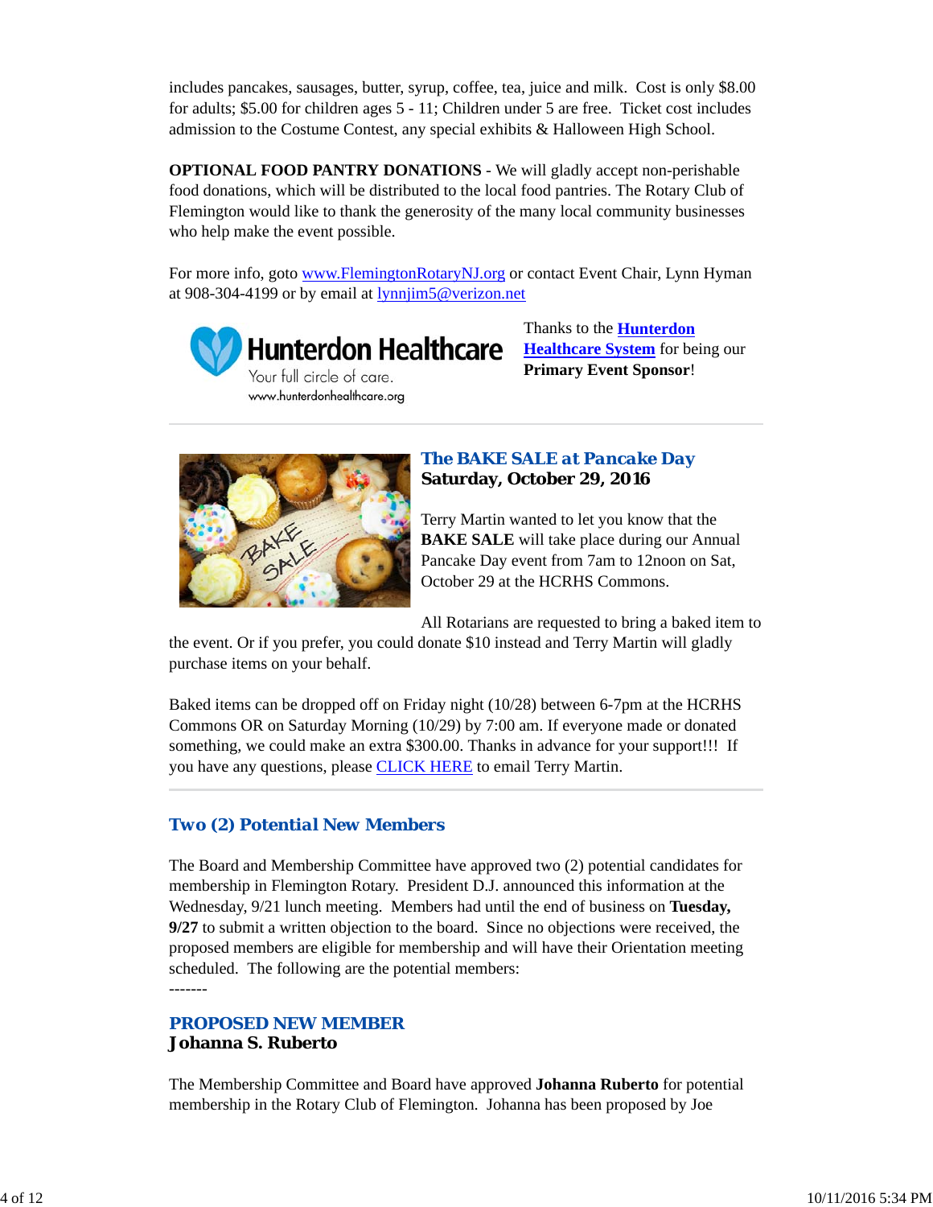includes pancakes, sausages, butter, syrup, coffee, tea, juice and milk. Cost is only $8.00 for adults; $5.00 for children ages 5 - 11; Children under 5 are free. Ticket cost includes admission to the Costume Contest, any special exhibits & Halloween High School.

**OPTIONAL FOOD PANTRY DONATIONS** - We will gladly accept non-perishable food donations, which will be distributed to the local food pantries. The Rotary Club of Flemington would like to thank the generosity of the many local community businesses who help make the event possible.

For more info, goto www.FlemingtonRotaryNJ.org or contact Event Chair, Lynn Hyman at 908-304-4199 or by email at lynnjim5@verizon.net

Hunterdon Healthcare
Your full circle of care.
www.hunterdonhealthcare.org

Thanks to the **Hunterdon Healthcare System** for being our **Primary Event Sponsor**!

---

## The BAKE SALE at Pancake Day
**Saturday, October 29, 2016**

Terry Martin wanted to let you know that the **BAKE SALE** will take place during our Annual Pancake Day event from 7am to 12noon on Sat, October 29 at the HCRHS Commons.

All Rotarians are requested to bring a baked item to the event. Or if you prefer, you could donate $10 instead and Terry Martin will gladly purchase items on your behalf.

Baked items can be dropped off on Friday night (10/28) between 6-7pm at the HCRHS Commons OR on Saturday Morning (10/29) by 7:00 am. If everyone made or donated something, we could make an extra $300.00. Thanks in advance for your support!!! If you have any questions, please CLICK HERE to email Terry Martin.

---

## Two (2) Potential New Members

The Board and Membership Committee have approved two (2) potential candidates for membership in Flemington Rotary. President D.J. announced this information at the Wednesday, 9/21 lunch meeting. Members had until the end of business on **Tuesday, 9/27** to submit a written objection to the board. Since no objections were received, the proposed members are eligible for membership and will have their Orientation meeting scheduled. The following are the potential members:

-------

### PROPOSED NEW MEMBER
**Johanna S. Ruberto**

The Membership Committee and Board have approved **Johanna Ruberto** for potential membership in the Rotary Club of Flemington. Johanna has been proposed by Joe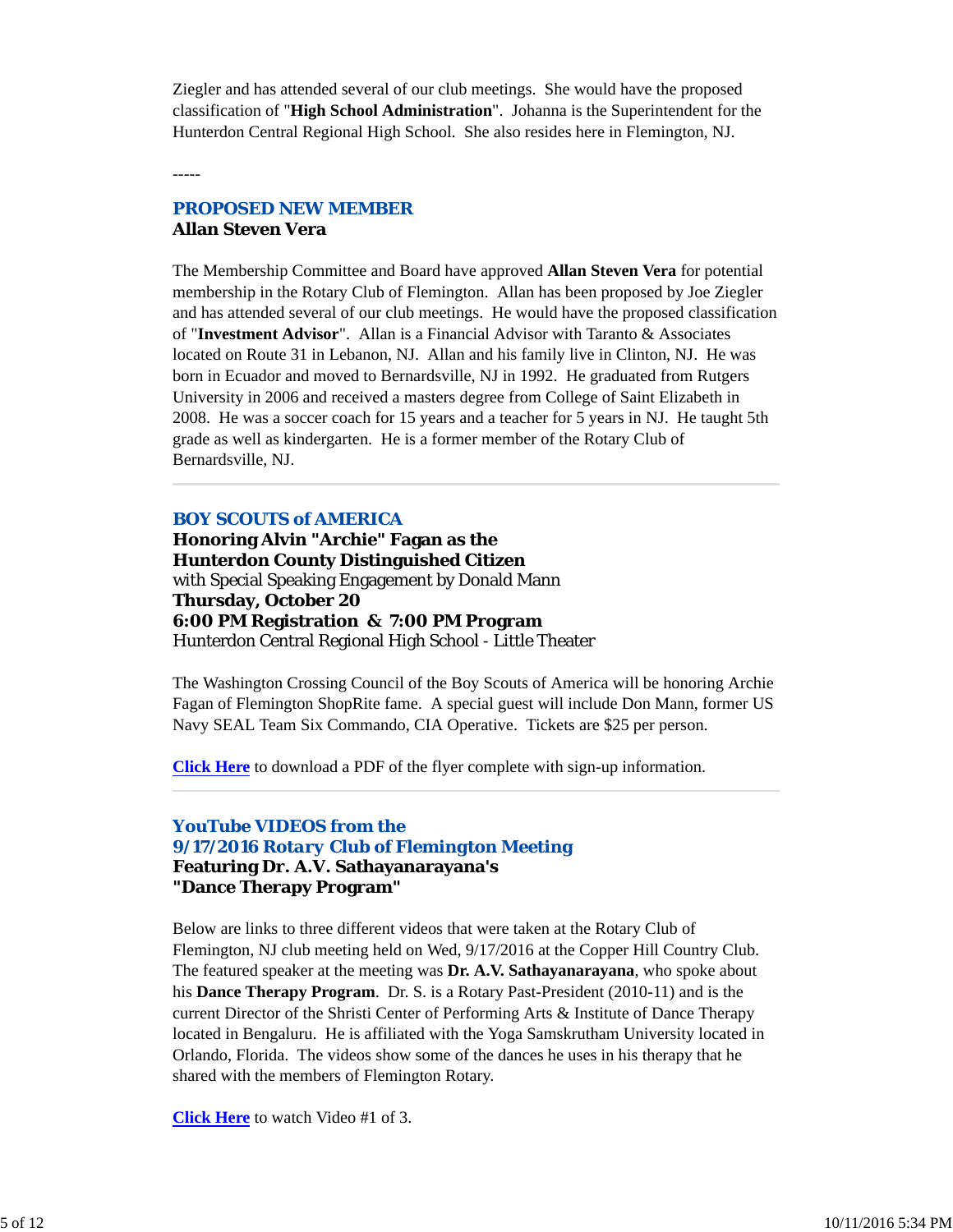Ziegler and has attended several of our club meetings. She would have the proposed classification of "**High School Administration**". Johanna is the Superintendent for the Hunterdon Central Regional High School. She also resides here in Flemington, NJ.

-----

### PROPOSED NEW MEMBER
**Allan Steven Vera**

The Membership Committee and Board have approved **Allan Steven Vera** for potential membership in the Rotary Club of Flemington. Allan has been proposed by Joe Ziegler and has attended several of our club meetings. He would have the proposed classification of "**Investment Advisor**". Allan is a Financial Advisor with Taranto & Associates located on Route 31 in Lebanon, NJ. Allan and his family live in Clinton, NJ. He was born in Ecuador and moved to Bernardsville, NJ in 1992. He graduated from Rutgers University in 2006 and received a masters degree from College of Saint Elizabeth in 2008. He was a soccer coach for 15 years and a teacher for 5 years in NJ. He taught 5th grade as well as kindergarten. He is a former member of the Rotary Club of Bernardsville, NJ.

---

### BOY SCOUTS of AMERICA
**Honoring Alvin "Archie" Fagan as the**
**Hunterdon County Distinguished Citizen**
with Special Speaking Engagement by Donald Mann
**Thursday, October 20**
**6:00 PM Registration & 7:00 PM Program**
Hunterdon Central Regional High School - Little Theater

The Washington Crossing Council of the Boy Scouts of America will be honoring Archie Fagan of Flemington ShopRite fame. A special guest will include Don Mann, former US Navy SEAL Team Six Commando, CIA Operative. Tickets are $25 per person.

**Click Here** to download a PDF of the flyer complete with sign-up information.

---

### *YouTube VIDEOS from the*
### *9/17/2016 Rotary Club of Flemington Meeting*
**Featuring Dr. A.V. Sathayanarayana's**
**"Dance Therapy Program"**

Below are links to three different videos that were taken at the Rotary Club of Flemington, NJ club meeting held on Wed, 9/17/2016 at the Copper Hill Country Club. The featured speaker at the meeting was **Dr. A.V. Sathayanarayana**, who spoke about his **Dance Therapy Program**. Dr. S. is a Rotary Past-President (2010-11) and is the current Director of the Shristi Center of Performing Arts & Institute of Dance Therapy located in Bengaluru. He is affiliated with the Yoga Samskrutham University located in Orlando, Florida. The videos show some of the dances he uses in his therapy that he shared with the members of Flemington Rotary.

**Click Here** to watch Video #1 of 3.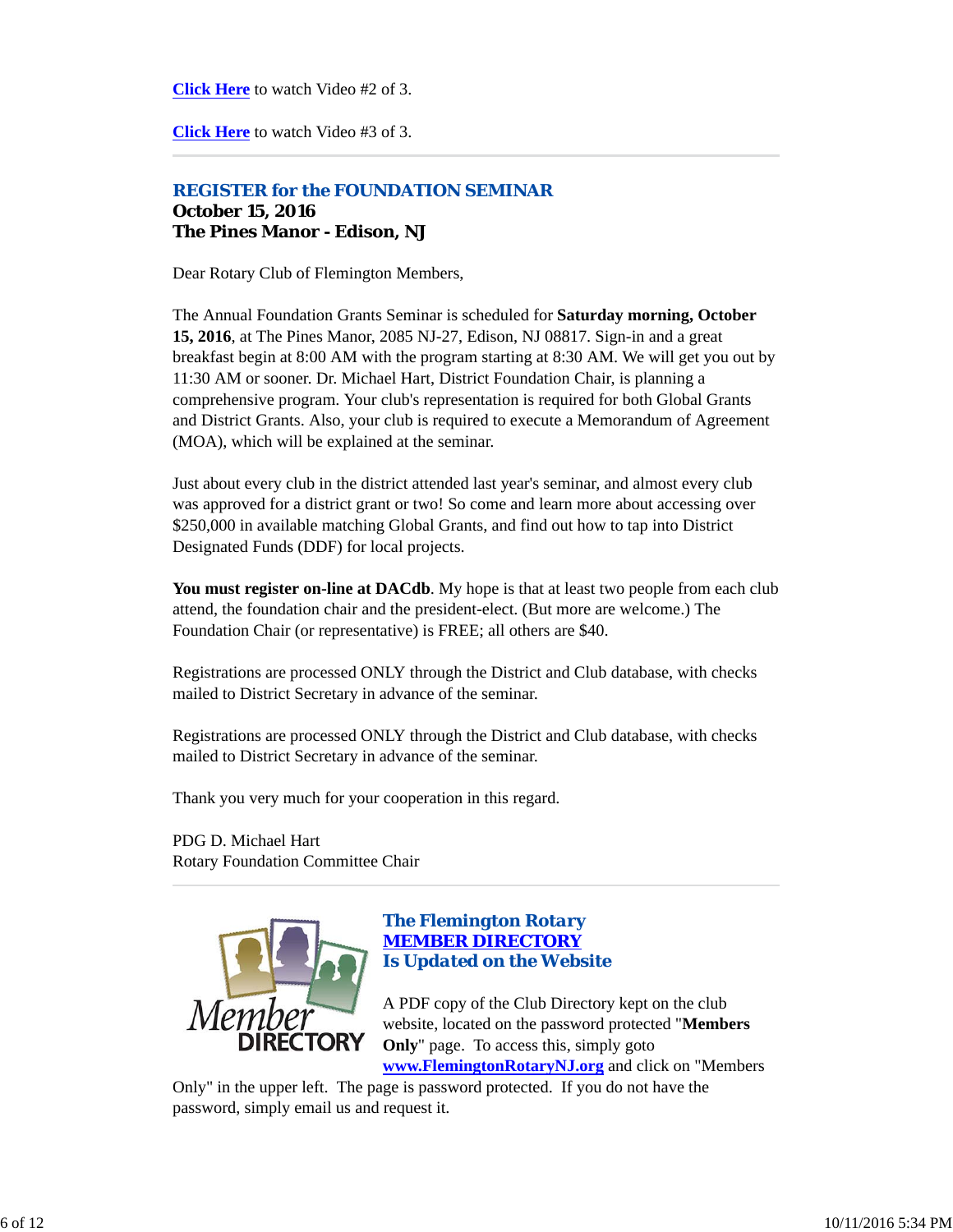**Click Here** to watch Video #2 of 3.

**Click Here** to watch Video #3 of 3.

---

### REGISTER for the FOUNDATION SEMINAR
**October 15, 2016**
**The Pines Manor - Edison, NJ**

Dear Rotary Club of Flemington Members,

The Annual Foundation Grants Seminar is scheduled for **Saturday morning, October 15, 2016**, at The Pines Manor, 2085 NJ-27, Edison, NJ 08817. Sign-in and a great breakfast begin at 8:00 AM with the program starting at 8:30 AM. We will get you out by 11:30 AM or sooner. Dr. Michael Hart, District Foundation Chair, is planning a comprehensive program. Your club's representation is required for both Global Grants and District Grants. Also, your club is required to execute a Memorandum of Agreement (MOA), which will be explained at the seminar.

Just about every club in the district attended last year's seminar, and almost every club was approved for a district grant or two! So come and learn more about accessing over $250,000 in available matching Global Grants, and find out how to tap into District Designated Funds (DDF) for local projects.

**You must register on-line at DACdb**. My hope is that at least two people from each club attend, the foundation chair and the president-elect. (But more are welcome.) The Foundation Chair (or representative) is FREE; all others are $40.

Registrations are processed ONLY through the District and Club database, with checks mailed to District Secretary in advance of the seminar.

Registrations are processed ONLY through the District and Club database, with checks mailed to District Secretary in advance of the seminar.

Thank you very much for your cooperation in this regard.

PDG D. Michael Hart
Rotary Foundation Committee Chair

---

### The Flemington Rotary MEMBER DIRECTORY Is Updated on the Website

A PDF copy of the Club Directory kept on the club website, located on the password protected "**Members Only**" page. To access this, simply goto **www.FlemingtonRotaryNJ.org** and click on "Members Only" in the upper left. The page is password protected. If you do not have the password, simply email us and request it.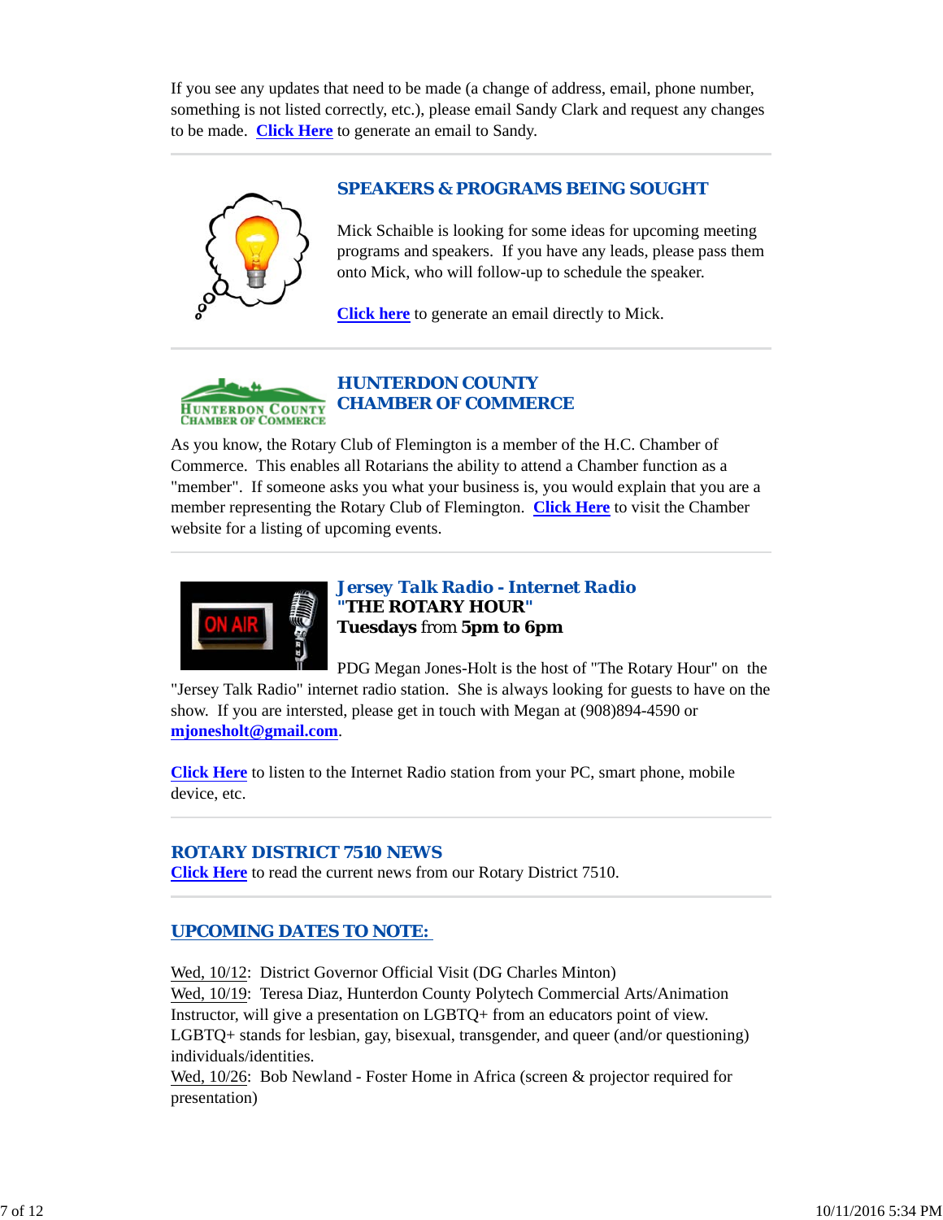If you see any updates that need to be made (a change of address, email, phone number, something is not listed correctly, etc.), please email Sandy Clark and request any changes to be made. **Click Here** to generate an email to Sandy.

---

## SPEAKERS & PROGRAMS BEING SOUGHT

Mick Schaible is looking for some ideas for upcoming meeting programs and speakers. If you have any leads, please pass them onto Mick, who will follow-up to schedule the speaker.

**Click here** to generate an email directly to Mick.

---

## HUNTERDON COUNTY CHAMBER OF COMMERCE

As you know, the Rotary Club of Flemington is a member of the H.C. Chamber of Commerce. This enables all Rotarians the ability to attend a Chamber function as a "member". If someone asks you what your business is, you would explain that you are a member representing the Rotary Club of Flemington. **Click Here** to visit the Chamber website for a listing of upcoming events.

---

## Jersey Talk Radio - Internet Radio

**"THE ROTARY HOUR"**
**Tuesdays** from **5pm to 6pm**

PDG Megan Jones-Holt is the host of "The Rotary Hour" on the "Jersey Talk Radio" internet radio station. She is always looking for guests to have on the show. If you are intersted, please get in touch with Megan at (908)894-4590 or **mjonesholt@gmail.com**.

**Click Here** to listen to the Internet Radio station from your PC, smart phone, mobile device, etc.

---

## ROTARY DISTRICT 7510 NEWS

**Click Here** to read the current news from our Rotary District 7510.

---

## UPCOMING DATES TO NOTE:

Wed, 10/12: District Governor Official Visit (DG Charles Minton)
Wed, 10/19: Teresa Diaz, Hunterdon County Polytech Commercial Arts/Animation Instructor, will give a presentation on LGBTQ+ from an educators point of view. LGBTQ+ stands for lesbian, gay, bisexual, transgender, and queer (and/or questioning) individuals/identities.
Wed, 10/26: Bob Newland - Foster Home in Africa (screen & projector required for presentation)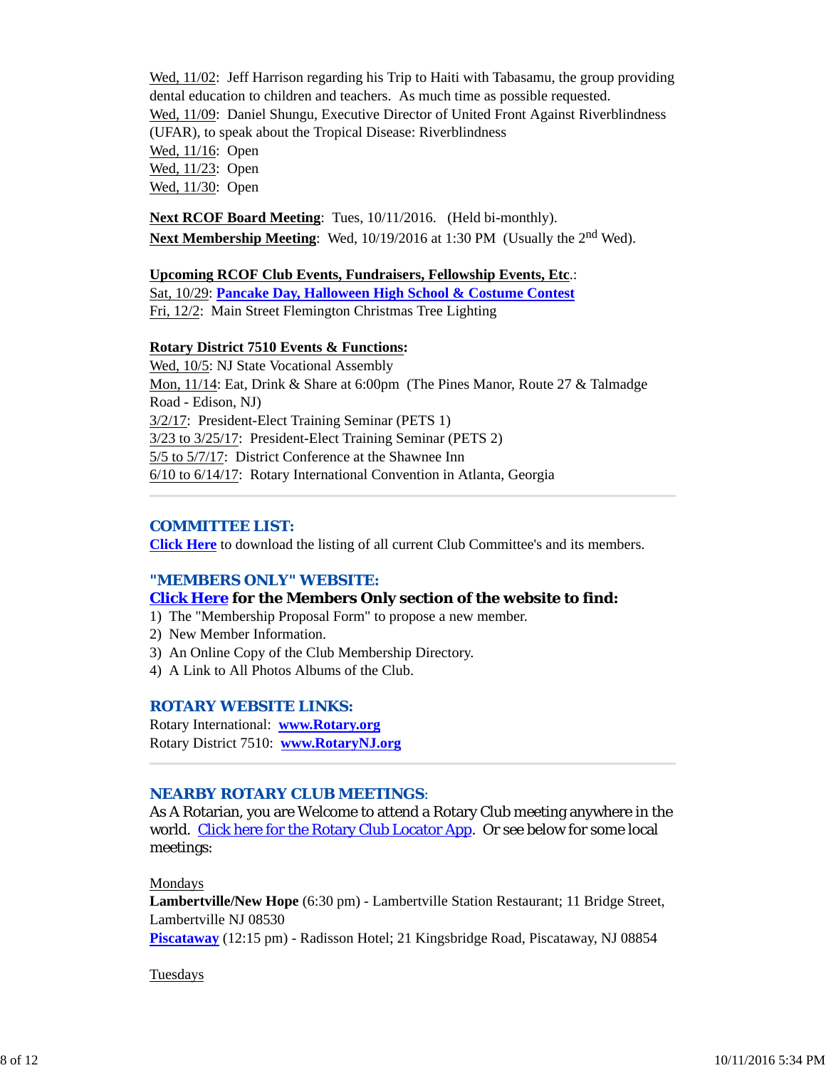Wed, 11/02:  Jeff Harrison regarding his Trip to Haiti with Tabasamu, the group providing dental education to children and teachers.  As much time as possible requested.
Wed, 11/09:  Daniel Shungu, Executive Director of United Front Against Riverblindness (UFAR), to speak about the Tropical Disease: Riverblindness
Wed, 11/16:  Open
Wed, 11/23:  Open
Wed, 11/30:  Open

**Next RCOF Board Meeting**:  Tues, 10/11/2016.   (Held bi-monthly).
**Next Membership Meeting**:  Wed, 10/19/2016 at 1:30 PM  (Usually the 2nd Wed).

**Upcoming RCOF Club Events, Fundraisers, Fellowship Events, Etc**.:
Sat, 10/29: **Pancake Day, Halloween High School & Costume Contest**
Fri, 12/2:  Main Street Flemington Christmas Tree Lighting

**Rotary District 7510 Events & Functions:**
Wed, 10/5: NJ State Vocational Assembly
Mon, 11/14: Eat, Drink & Share at 6:00pm  (The Pines Manor, Route 27 & Talmadge Road - Edison, NJ)
3/2/17:  President-Elect Training Seminar (PETS 1)
3/23 to 3/25/17:  President-Elect Training Seminar (PETS 2)
5/5 to 5/7/17:  District Conference at the Shawnee Inn
6/10 to 6/14/17:  Rotary International Convention in Atlanta, Georgia

---

## COMMITTEE LIST:

**Click Here** to download the listing of all current Club Committee's and its members.

## "MEMBERS ONLY" WEBSITE:

**Click Here for the Members Only section of the website to find:**

1) The "Membership Proposal Form" to propose a new member.
2) New Member Information.
3) An Online Copy of the Club Membership Directory.
4) A Link to All Photos Albums of the Club.

## ROTARY WEBSITE LINKS:

Rotary International:  **www.Rotary.org**
Rotary District 7510:  **www.RotaryNJ.org**

---

## NEARBY ROTARY CLUB MEETINGS:

As A Rotarian, you are Welcome to attend a Rotary Club meeting anywhere in the world.  Click here for the Rotary Club Locator App.  Or see below for some local meetings:

Mondays
**Lambertville/New Hope** (6:30 pm) - Lambertville Station Restaurant; 11 Bridge Street, Lambertville NJ 08530
**Piscataway** (12:15 pm) - Radisson Hotel; 21 Kingsbridge Road, Piscataway, NJ 08854

Tuesdays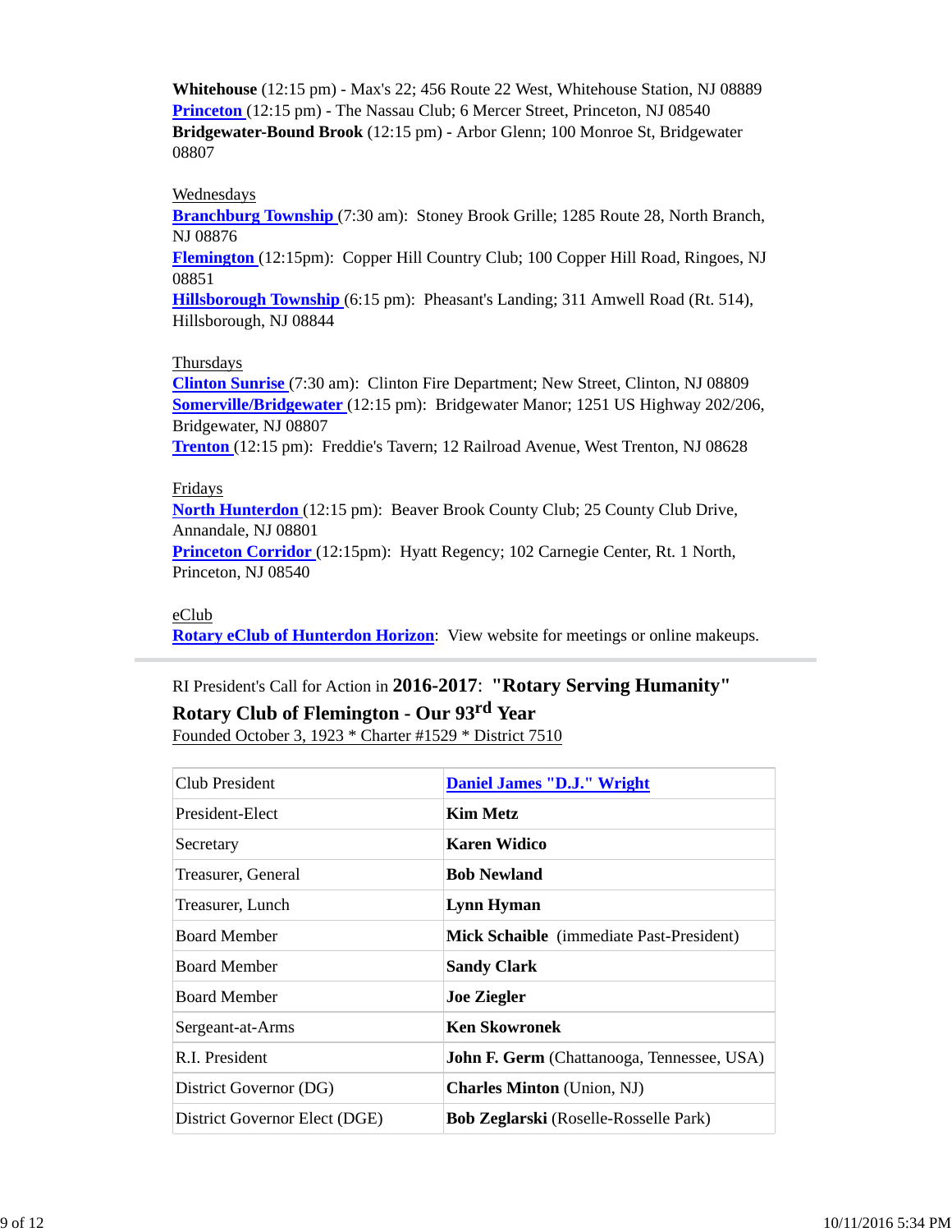**Whitehouse** (12:15 pm) - Max's 22; 456 Route 22 West, Whitehouse Station, NJ 08889
**Princeton** (12:15 pm) - The Nassau Club; 6 Mercer Street, Princeton, NJ 08540
**Bridgewater-Bound Brook** (12:15 pm) - Arbor Glenn; 100 Monroe St, Bridgewater 08807

Wednesdays
**Branchburg Township** (7:30 am): Stoney Brook Grille; 1285 Route 28, North Branch, NJ 08876
**Flemington** (12:15pm): Copper Hill Country Club; 100 Copper Hill Road, Ringoes, NJ 08851
**Hillsborough Township** (6:15 pm): Pheasant's Landing; 311 Amwell Road (Rt. 514), Hillsborough, NJ 08844

Thursdays
**Clinton Sunrise** (7:30 am): Clinton Fire Department; New Street, Clinton, NJ 08809
**Somerville/Bridgewater** (12:15 pm): Bridgewater Manor; 1251 US Highway 202/206, Bridgewater, NJ 08807
**Trenton** (12:15 pm): Freddie's Tavern; 12 Railroad Avenue, West Trenton, NJ 08628

Fridays
**North Hunterdon** (12:15 pm): Beaver Brook County Club; 25 County Club Drive, Annandale, NJ 08801
**Princeton Corridor** (12:15pm): Hyatt Regency; 102 Carnegie Center, Rt. 1 North, Princeton, NJ 08540

eClub
**Rotary eClub of Hunterdon Horizon**: View website for meetings or online makeups.

---

RI President's Call for Action in **2016-2017**: **"Rotary Serving Humanity"**
**Rotary Club of Flemington - Our 93rd Year**
Founded October 3, 1923 * Charter #1529 * District 7510

| | |
|---|---|
| Club President | **Daniel James "D.J." Wright** |
| President-Elect | **Kim Metz** |
| Secretary | **Karen Widico** |
| Treasurer, General | **Bob Newland** |
| Treasurer, Lunch | **Lynn Hyman** |
| Board Member | **Mick Schaible** (immediate Past-President) |
| Board Member | **Sandy Clark** |
| Board Member | **Joe Ziegler** |
| Sergeant-at-Arms | **Ken Skowronek** |
| R.I. President | **John F. Germ** (Chattanooga, Tennessee, USA) |
| District Governor (DG) | **Charles Minton** (Union, NJ) |
| District Governor Elect (DGE) | **Bob Zeglarski** (Roselle-Rosselle Park) |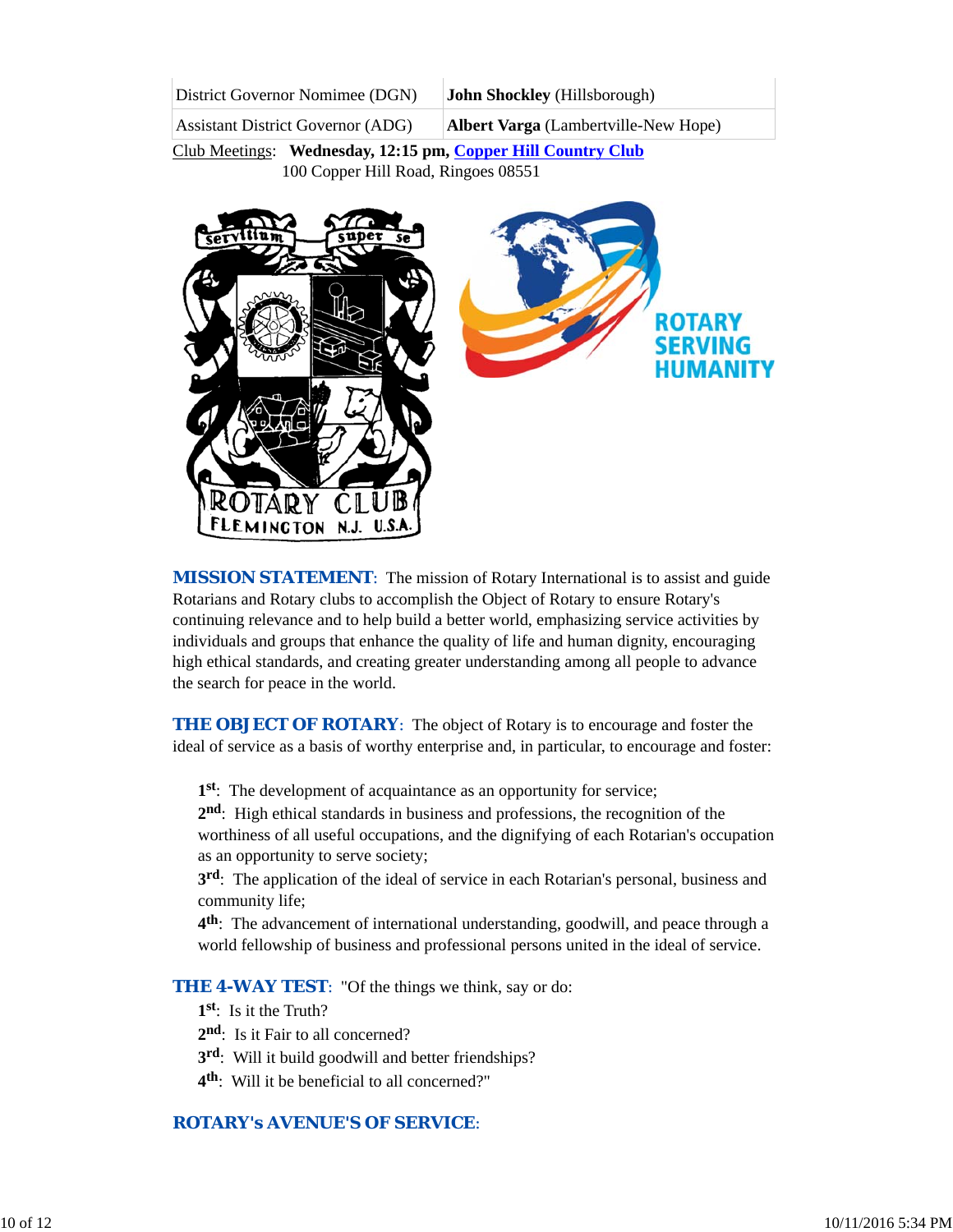| | |
|---|---|
| District Governor Nominee (DGN) | **John Shockley** (Hillsborough) |
| Assistant District Governor (ADG) | **Albert Varga** (Lambertville-New Hope) |

Club Meetings: **Wednesday, 12:15 pm, Copper Hill Country Club**
100 Copper Hill Road, Ringoes 08551

**MISSION STATEMENT**: The mission of Rotary International is to assist and guide Rotarians and Rotary clubs to accomplish the Object of Rotary to ensure Rotary's continuing relevance and to help build a better world, emphasizing service activities by individuals and groups that enhance the quality of life and human dignity, encouraging high ethical standards, and creating greater understanding among all people to advance the search for peace in the world.

**THE OBJECT OF ROTARY**: The object of Rotary is to encourage and foster the ideal of service as a basis of worthy enterprise and, in particular, to encourage and foster:

**1st**: The development of acquaintance as an opportunity for service;
**2nd**: High ethical standards in business and professions, the recognition of the worthiness of all useful occupations, and the dignifying of each Rotarian's occupation as an opportunity to serve society;
**3rd**: The application of the ideal of service in each Rotarian's personal, business and community life;
**4th**: The advancement of international understanding, goodwill, and peace through a world fellowship of business and professional persons united in the ideal of service.

**THE 4-WAY TEST**: "Of the things we think, say or do:
**1st**: Is it the Truth?
**2nd**: Is it Fair to all concerned?
**3rd**: Will it build goodwill and better friendships?
**4th**: Will it be beneficial to all concerned?"

**ROTARY's AVENUE'S OF SERVICE**: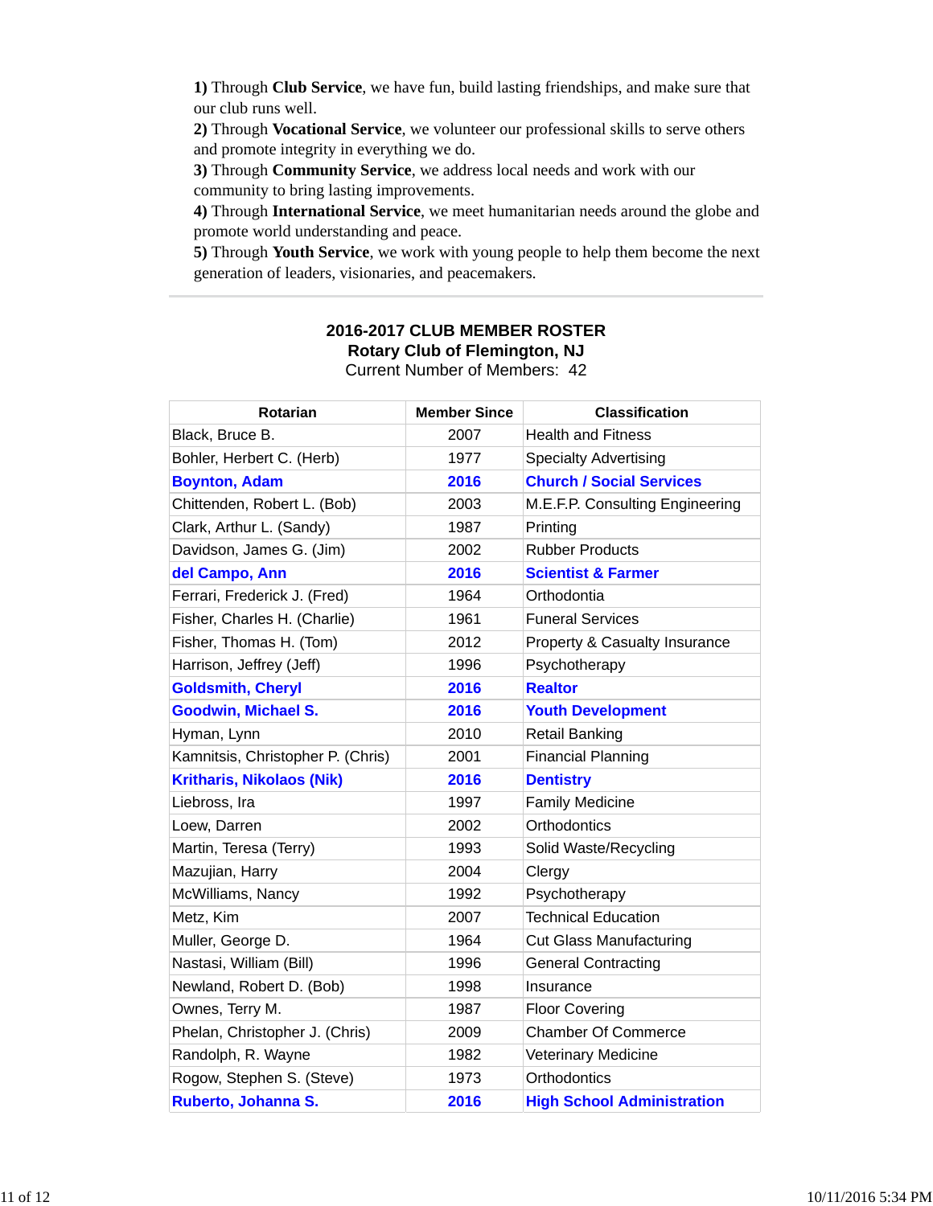**1)** Through **Club Service**, we have fun, build lasting friendships, and make sure that our club runs well.
**2)** Through **Vocational Service**, we volunteer our professional skills to serve others and promote integrity in everything we do.
**3)** Through **Community Service**, we address local needs and work with our community to bring lasting improvements.
**4)** Through **International Service**, we meet humanitarian needs around the globe and promote world understanding and peace.
**5)** Through **Youth Service**, we work with young people to help them become the next generation of leaders, visionaries, and peacemakers.

---

## 2016-2017 CLUB MEMBER ROSTER
## Rotary Club of Flemington, NJ

Current Number of Members: 42

| Rotarian | Member Since | Classification |
|---|---|---|
| Black, Bruce B. | 2007 | Health and Fitness |
| Bohler, Herbert C. (Herb) | 1977 | Specialty Advertising |
| **Boynton, Adam** | **2016** | **Church / Social Services** |
| Chittenden, Robert L. (Bob) | 2003 | M.E.F.P. Consulting Engineering |
| Clark, Arthur L. (Sandy) | 1987 | Printing |
| Davidson, James G. (Jim) | 2002 | Rubber Products |
| **del Campo, Ann** | **2016** | **Scientist & Farmer** |
| Ferrari, Frederick J. (Fred) | 1964 | Orthodontia |
| Fisher, Charles H. (Charlie) | 1961 | Funeral Services |
| Fisher, Thomas H. (Tom) | 2012 | Property & Casualty Insurance |
| Harrison, Jeffrey (Jeff) | 1996 | Psychotherapy |
| **Goldsmith, Cheryl** | **2016** | **Realtor** |
| **Goodwin, Michael S.** | **2016** | **Youth Development** |
| Hyman, Lynn | 2010 | Retail Banking |
| Kamnitsis, Christopher P. (Chris) | 2001 | Financial Planning |
| **Kritharis, Nikolaos (Nik)** | **2016** | **Dentistry** |
| Liebross, Ira | 1997 | Family Medicine |
| Loew, Darren | 2002 | Orthodontics |
| Martin, Teresa (Terry) | 1993 | Solid Waste/Recycling |
| Mazujian, Harry | 2004 | Clergy |
| McWilliams, Nancy | 1992 | Psychotherapy |
| Metz, Kim | 2007 | Technical Education |
| Muller, George D. | 1964 | Cut Glass Manufacturing |
| Nastasi, William (Bill) | 1996 | General Contracting |
| Newland, Robert D. (Bob) | 1998 | Insurance |
| Ownes, Terry M. | 1987 | Floor Covering |
| Phelan, Christopher J. (Chris) | 2009 | Chamber Of Commerce |
| Randolph, R. Wayne | 1982 | Veterinary Medicine |
| Rogow, Stephen S. (Steve) | 1973 | Orthodontics |
| **Ruberto, Johanna S.** | **2016** | **High School Administration** |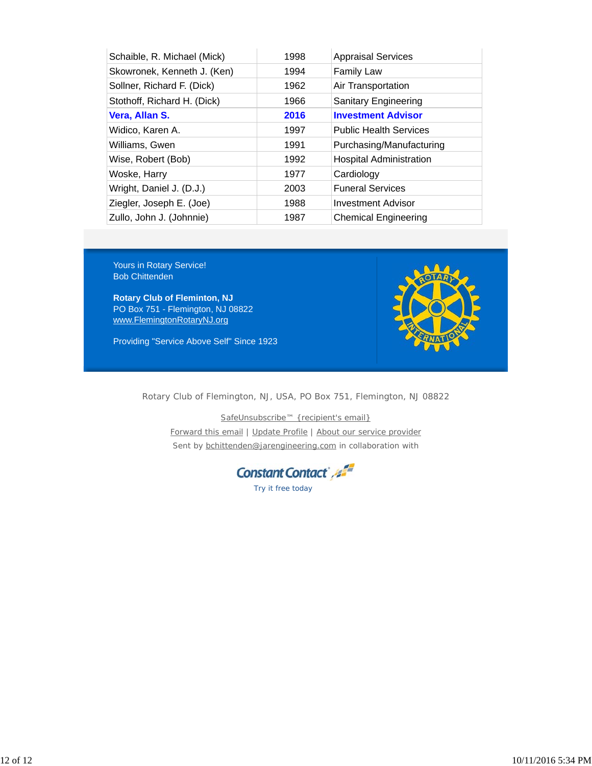| | | |
|---|---|---|
| Schaible, R. Michael (Mick) | 1998 | Appraisal Services |
| Skowronek, Kenneth J. (Ken) | 1994 | Family Law |
| Sollner, Richard F. (Dick) | 1962 | Air Transportation |
| Stothoff, Richard H. (Dick) | 1966 | Sanitary Engineering |
| **Vera, Allan S.** | **2016** | **Investment Advisor** |
| Widico, Karen A. | 1997 | Public Health Services |
| Williams, Gwen | 1991 | Purchasing/Manufacturing |
| Wise, Robert (Bob) | 1992 | Hospital Administration |
| Woske, Harry | 1977 | Cardiology |
| Wright, Daniel J. (D.J.) | 2003 | Funeral Services |
| Ziegler, Joseph E. (Joe) | 1988 | Investment Advisor |
| Zullo, John J. (Johnnie) | 1987 | Chemical Engineering |

Yours in Rotary Service!
Bob Chittenden

**Rotary Club of Fleminton, NJ**
PO Box 751 - Flemington, NJ 08822
www.FlemingtonRotaryNJ.org

Providing "Service Above Self" Since 1923

Rotary Club of Flemington, NJ, USA, PO Box 751, Flemington, NJ 08822

SafeUnsubscribe™ {recipient's email}

Forward this email | Update Profile | About our service provider

Sent by bchittenden@jarengineering.com in collaboration with

Constant Contact

Try it free today